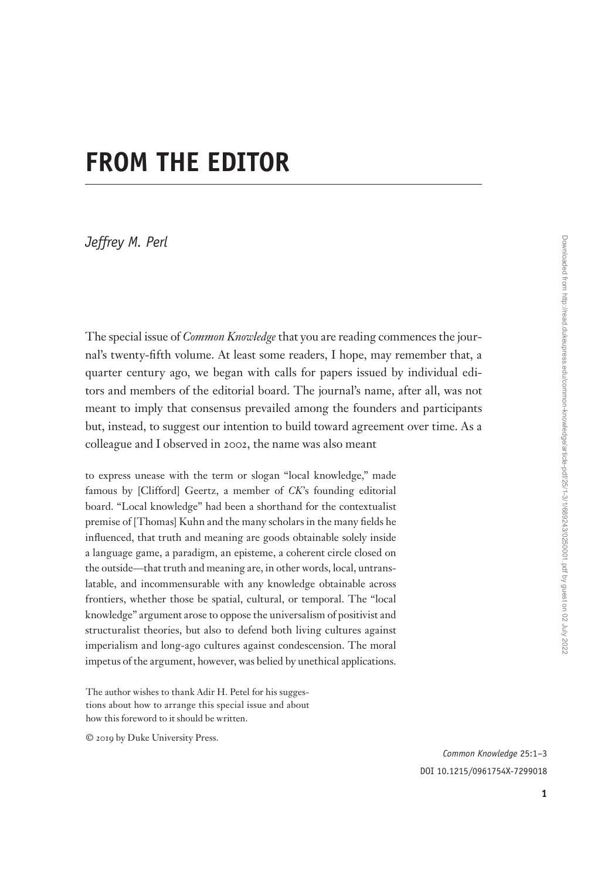# FROM THE EDITOR

*Jeffrey M. Perl*

The special issue of *Common Knowledge* that you are reading commences the journal's twenty-fifth volume. At least some readers, I hope, may remember that, a quarter century ago, we began with calls for papers issued by individual editors and members of the editorial board. The journal's name, after all, was not meant to imply that consensus prevailed among the founders and participants but, instead, to suggest our intention to build toward agreement over time. As a colleague and I observed in 2002, the name was also meant

> to express unease with the term or slogan "local knowledge," made famous by [Clifford] Geertz, a member of *CK*'s founding editorial board. "Local knowledge" had been a shorthand for the contextualist premise of [Thomas] Kuhn and the many scholars in the many fields he influenced, that truth and meaning are goods obtainable solely inside a language game, a paradigm, an episteme, a coherent circle closed on the outside—that truth and meaning are, in other words, local, untranslatable, and incommensurable with any knowledge obtainable across frontiers, whether those be spatial, cultural, or temporal. The "local knowledge" argument arose to oppose the universalism of positivist and structuralist theories, but also to defend both living cultures against imperialism and long-ago cultures against condescension. The moral impetus of the argument, however, was belied by unethical applications.

The author wishes to thank Adir H. Petel for his suggestions about how to arrange this special issue and about how this foreword to it should be written.

© 2019 by Duke University Press.

DOI 10.1215/0961754X-7299018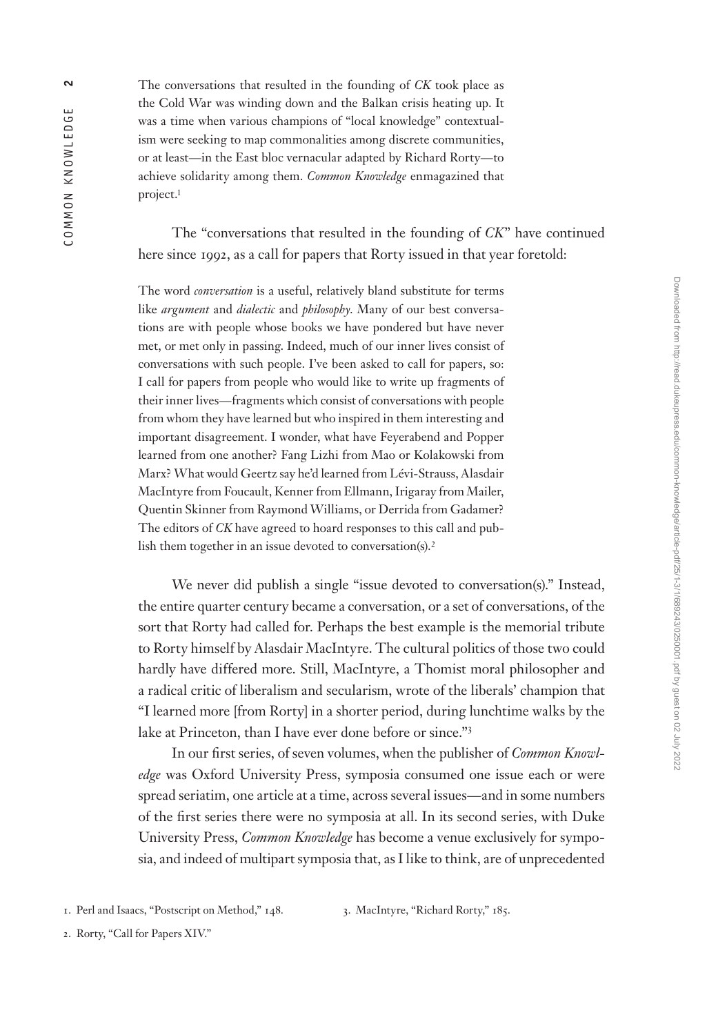The conversations that resulted in the founding of *CK* took place as the Cold War was winding down and the Balkan crisis heating up. It was a time when various champions of "local knowledge" contextualism were seeking to map commonalities among discrete communities, or at least—in the East bloc vernacular adapted by Richard Rorty—to achieve solidarity among them. *Common Knowledge* enmagazined that project.[1]

The "conversations that resulted in the founding of *CK*" have continued here since 1992, as a call for papers that Rorty issued in that year foretold:

> The word *conversation* is a useful, relatively bland substitute for terms like *argument* and *dialectic* and *philosophy*. Many of our best conversations are with people whose books we have pondered but have never met, or met only in passing. Indeed, much of our inner lives consist of conversations with such people. I've been asked to call for papers, so: I call for papers from people who would like to write up fragments of their inner lives—fragments which consist of conversations with people from whom they have learned but who inspired in them interesting and important disagreement. I wonder, what have Feyerabend and Popper learned from one another? Fang Lizhi from Mao or Kolakowski from Marx? What would Geertz say he'd learned from Lévi-Strauss, Alasdair MacIntyre from Foucault, Kenner from Ellmann, Irigaray from Mailer, Quentin Skinner from Raymond Williams, or Derrida from Gadamer? The editors of *CK* have agreed to hoard responses to this call and publish them together in an issue devoted to conversation(s).[2]

We never did publish a single "issue devoted to conversation(s)." Instead, the entire quarter century became a conversation, or a set of conversations, of the sort that Rorty had called for. Perhaps the best example is the memorial tribute to Rorty himself by Alasdair MacIntyre. The cultural politics of those two could hardly have differed more. Still, MacIntyre, a Thomist moral philosopher and a radical critic of liberalism and secularism, wrote of the liberals' champion that "I learned more [from Rorty] in a shorter period, during lunchtime walks by the lake at Princeton, than I have ever done before or since."[3]

In our first series, of seven volumes, when the publisher of *Common Knowledge* was Oxford University Press, symposia consumed one issue each or were spread seriatim, one article at a time, across several issues—and in some numbers of the first series there were no symposia at all. In its second series, with Duke University Press, *Common Knowledge* has become a venue exclusively for symposia, and indeed of multipart symposia that, as I like to think, are of unprecedented

1. Perl and Isaacs, "Postscript on Method," 148.
2. Rorty, "Call for Papers XIV."
3. MacIntyre, "Richard Rorty," 185.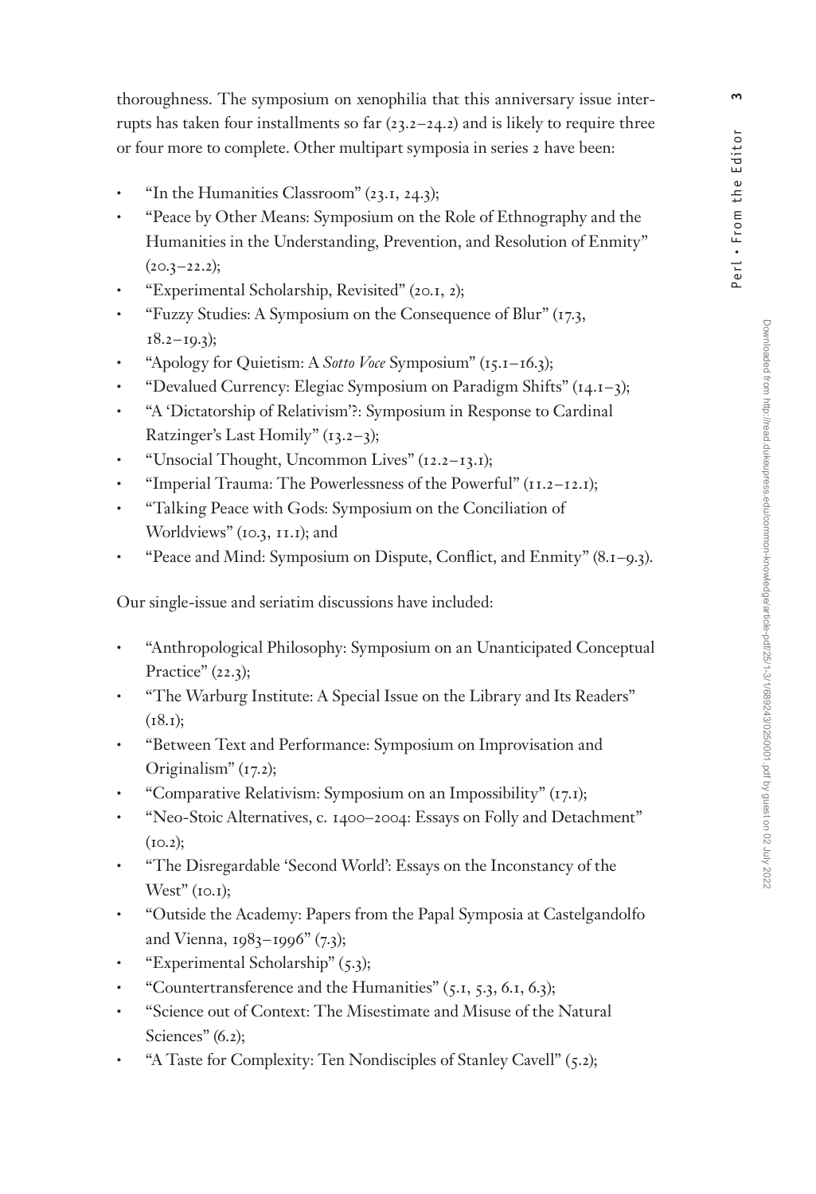thoroughness. The symposium on xenophilia that this anniversary issue interrupts has taken four installments so far (23.2–24.2) and is likely to require three or four more to complete. Other multipart symposia in series 2 have been:

- "In the Humanities Classroom" (23.1, 24.3);
- "Peace by Other Means: Symposium on the Role of Ethnography and the Humanities in the Understanding, Prevention, and Resolution of Enmity" (20.3–22.2);
- "Experimental Scholarship, Revisited" (20.1, 2);
- "Fuzzy Studies: A Symposium on the Consequence of Blur" (17.3, 18.2–19.3);
- "Apology for Quietism: A *Sotto Voce* Symposium" (15.1–16.3);
- "Devalued Currency: Elegiac Symposium on Paradigm Shifts" (14.1–3);
- "A 'Dictatorship of Relativism'?: Symposium in Response to Cardinal Ratzinger's Last Homily" (13.2–3);
- "Unsocial Thought, Uncommon Lives" (12.2–13.1);
- "Imperial Trauma: The Powerlessness of the Powerful" (11.2–12.1);
- "Talking Peace with Gods: Symposium on the Conciliation of Worldviews" (10.3, 11.1); and
- "Peace and Mind: Symposium on Dispute, Conflict, and Enmity" (8.1–9.3).

Our single-issue and seriatim discussions have included:

- "Anthropological Philosophy: Symposium on an Unanticipated Conceptual Practice" (22.3);
- "The Warburg Institute: A Special Issue on the Library and Its Readers" (18.1);
- "Between Text and Performance: Symposium on Improvisation and Originalism" (17.2);
- "Comparative Relativism: Symposium on an Impossibility" (17.1);
- "Neo-Stoic Alternatives, c. 1400–2004: Essays on Folly and Detachment" (10.2);
- "The Disregardable 'Second World': Essays on the Inconstancy of the West" (10.1);
- "Outside the Academy: Papers from the Papal Symposia at Castelgandolfo and Vienna, 1983–1996" (7.3);
- "Experimental Scholarship" (5.3);
- "Countertransference and the Humanities" (5.1, 5.3, 6.1, 6.3);
- "Science out of Context: The Misestimate and Misuse of the Natural Sciences" (6.2);
- "A Taste for Complexity: Ten Nondisciples of Stanley Cavell" (5.2);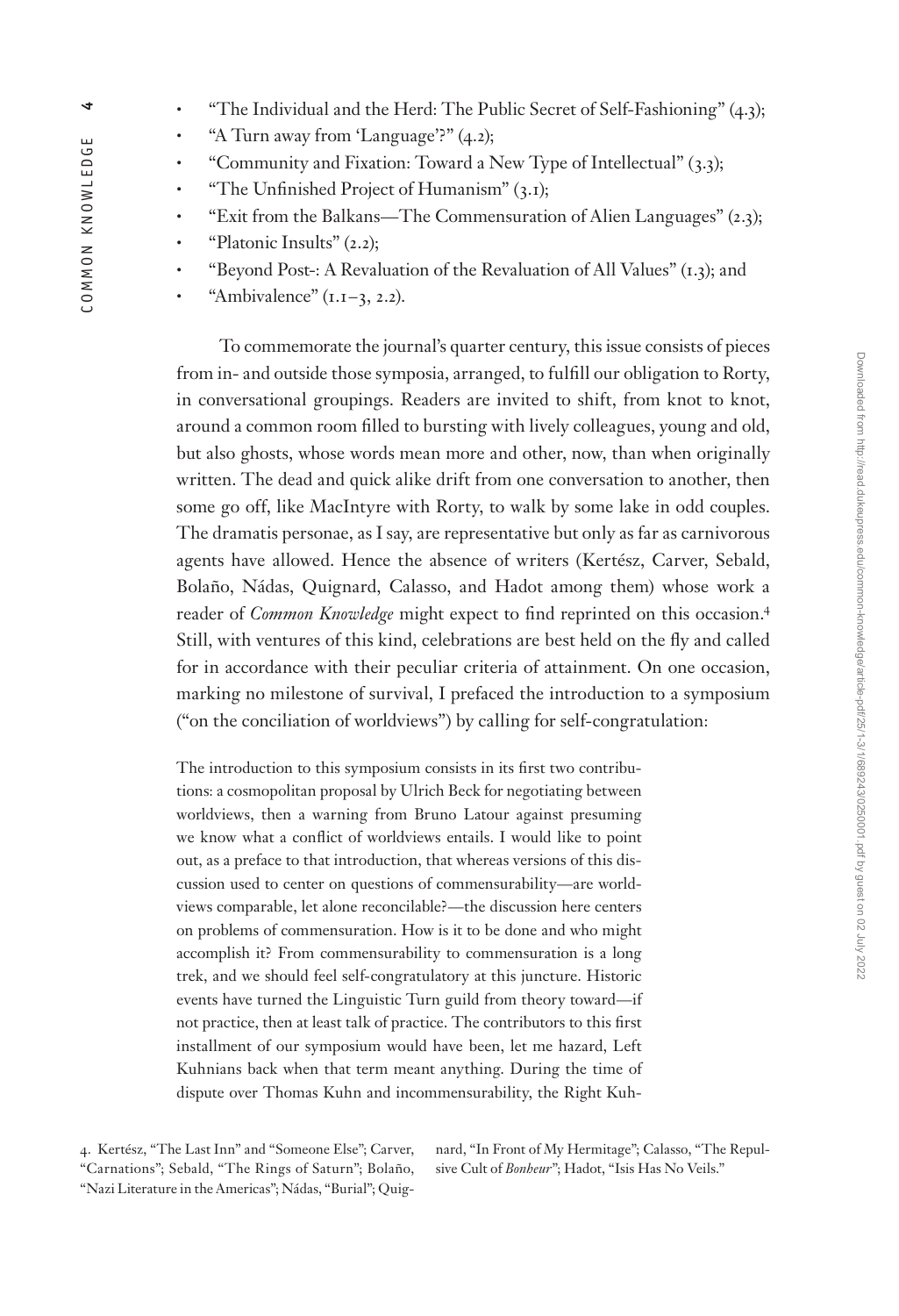- "The Individual and the Herd: The Public Secret of Self-Fashioning" (4.3);
- "A Turn away from 'Language'?" (4.2);
- "Community and Fixation: Toward a New Type of Intellectual" (3.3);
- "The Unfinished Project of Humanism" (3.1);
- "Exit from the Balkans—The Commensuration of Alien Languages" (2.3);
- "Platonic Insults" (2.2);
- "Beyond Post-: A Revaluation of the Revaluation of All Values" (1.3); and
- "Ambivalence" (1.1–3, 2.2).

To commemorate the journal's quarter century, this issue consists of pieces from in- and outside those symposia, arranged, to fulfill our obligation to Rorty, in conversational groupings. Readers are invited to shift, from knot to knot, around a common room filled to bursting with lively colleagues, young and old, but also ghosts, whose words mean more and other, now, than when originally written. The dead and quick alike drift from one conversation to another, then some go off, like MacIntyre with Rorty, to walk by some lake in odd couples. The dramatis personae, as I say, are representative but only as far as carnivorous agents have allowed. Hence the absence of writers (Kertész, Carver, Sebald, Bolaño, Nádas, Quignard, Calasso, and Hadot among them) whose work a reader of *Common Knowledge* might expect to find reprinted on this occasion.[4] Still, with ventures of this kind, celebrations are best held on the fly and called for in accordance with their peculiar criteria of attainment. On one occasion, marking no milestone of survival, I prefaced the introduction to a symposium ("on the conciliation of worldviews") by calling for self-congratulation:

> The introduction to this symposium consists in its first two contributions: a cosmopolitan proposal by Ulrich Beck for negotiating between worldviews, then a warning from Bruno Latour against presuming we know what a conflict of worldviews entails. I would like to point out, as a preface to that introduction, that whereas versions of this discussion used to center on questions of commensurability—are worldviews comparable, let alone reconcilable?—the discussion here centers on problems of commensuration. How is it to be done and who might accomplish it? From commensurability to commensuration is a long trek, and we should feel self-congratulatory at this juncture. Historic events have turned the Linguistic Turn guild from theory toward—if not practice, then at least talk of practice. The contributors to this first installment of our symposium would have been, let me hazard, Left Kuhnians back when that term meant anything. During the time of dispute over Thomas Kuhn and incommensurability, the Right Kuh-

4. Kertész, "The Last Inn" and "Someone Else"; Carver, "Carnations"; Sebald, "The Rings of Saturn"; Bolaño, "Nazi Literature in the Americas"; Nádas, "Burial"; Quignard, "In Front of My Hermitage"; Calasso, "The Repulsive Cult of *Bonheur*"; Hadot, "Isis Has No Veils."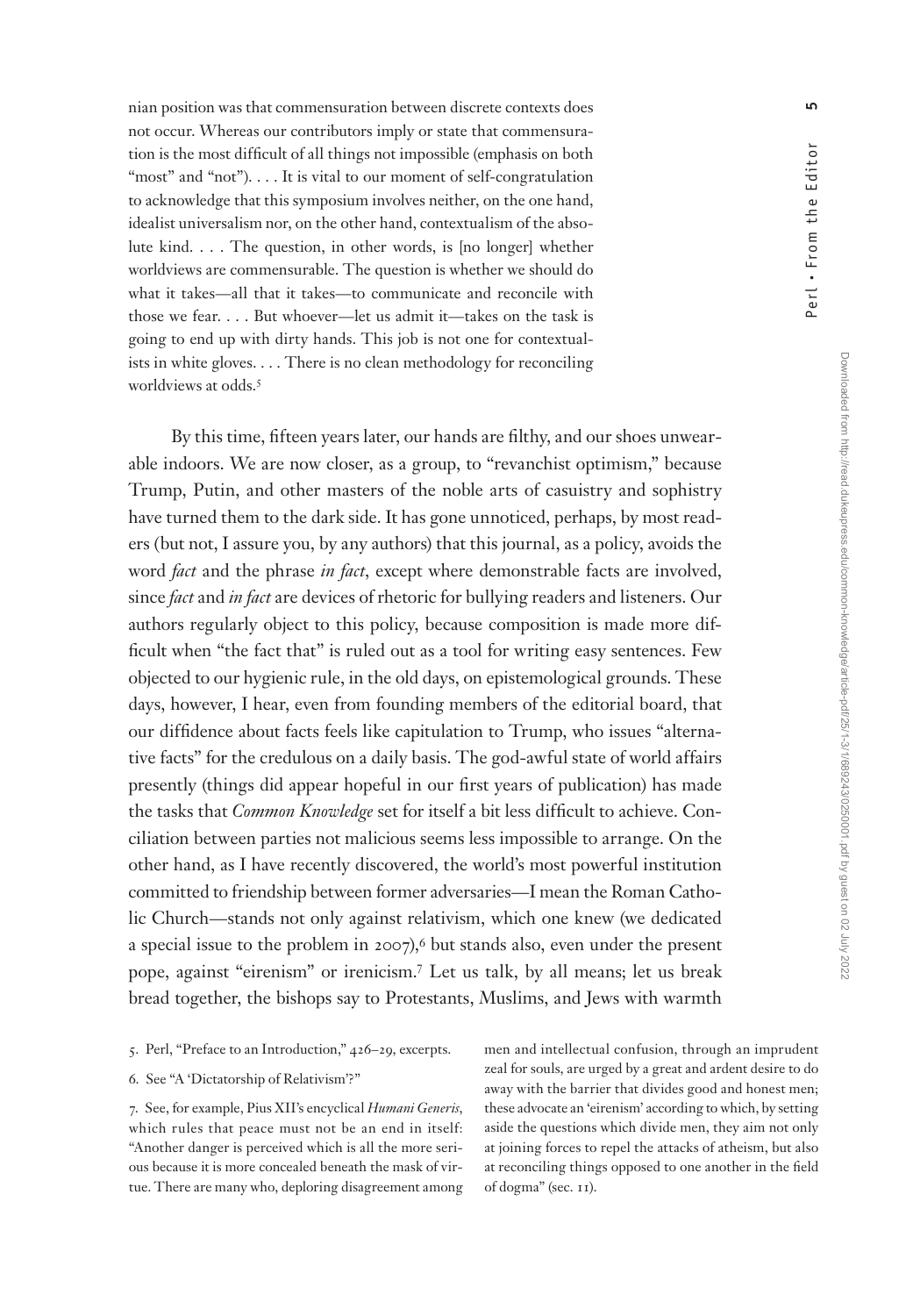nian position was that commensuration between discrete contexts does not occur. Whereas our contributors imply or state that commensuration is the most difficult of all things not impossible (emphasis on both "most" and "not"). . . . It is vital to our moment of self-congratulation to acknowledge that this symposium involves neither, on the one hand, idealist universalism nor, on the other hand, contextualism of the absolute kind. . . . The question, in other words, is [no longer] whether worldviews are commensurable. The question is whether we should do what it takes—all that it takes—to communicate and reconcile with those we fear. . . . But whoever—let us admit it—takes on the task is going to end up with dirty hands. This job is not one for contextualists in white gloves. . . . There is no clean methodology for reconciling worldviews at odds.[5]

By this time, fifteen years later, our hands are filthy, and our shoes unwearable indoors. We are now closer, as a group, to "revanchist optimism," because Trump, Putin, and other masters of the noble arts of casuistry and sophistry have turned them to the dark side. It has gone unnoticed, perhaps, by most readers (but not, I assure you, by any authors) that this journal, as a policy, avoids the word *fact* and the phrase *in fact*, except where demonstrable facts are involved, since *fact* and *in fact* are devices of rhetoric for bullying readers and listeners. Our authors regularly object to this policy, because composition is made more difficult when "the fact that" is ruled out as a tool for writing easy sentences. Few objected to our hygienic rule, in the old days, on epistemological grounds. These days, however, I hear, even from founding members of the editorial board, that our diffidence about facts feels like capitulation to Trump, who issues "alternative facts" for the credulous on a daily basis. The god-awful state of world affairs presently (things did appear hopeful in our first years of publication) has made the tasks that *Common Knowledge* set for itself a bit less difficult to achieve. Conciliation between parties not malicious seems less impossible to arrange. On the other hand, as I have recently discovered, the world's most powerful institution committed to friendship between former adversaries—I mean the Roman Catholic Church—stands not only against relativism, which one knew (we dedicated a special issue to the problem in 2007),[6] but stands also, even under the present pope, against "eirenism" or irenicism.[7] Let us talk, by all means; let us break bread together, the bishops say to Protestants, Muslims, and Jews with warmth

5. Perl, "Preface to an Introduction," 426–29, excerpts.

6. See "A 'Dictatorship of Relativism'?"

7. See, for example, Pius XII's encyclical *Humani Generis*, which rules that peace must not be an end in itself: "Another danger is perceived which is all the more serious because it is more concealed beneath the mask of virtue. There are many who, deploring disagreement among men and intellectual confusion, through an imprudent zeal for souls, are urged by a great and ardent desire to do away with the barrier that divides good and honest men; these advocate an 'eirenism' according to which, by setting aside the questions which divide men, they aim not only at joining forces to repel the attacks of atheism, but also at reconciling things opposed to one another in the field of dogma" (sec. 11).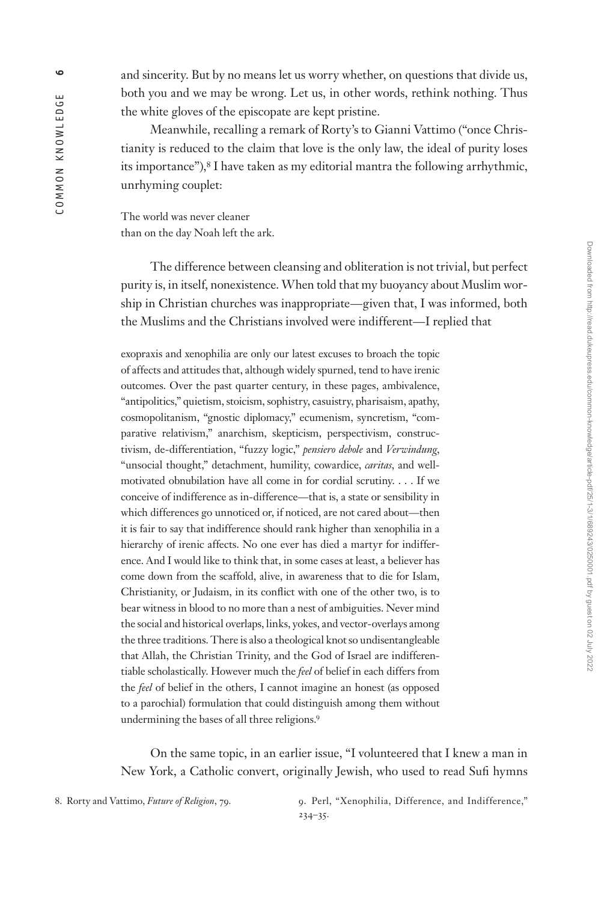and sincerity. But by no means let us worry whether, on questions that divide us, both you and we may be wrong. Let us, in other words, rethink nothing. Thus the white gloves of the episcopate are kept pristine.

Meanwhile, recalling a remark of Rorty's to Gianni Vattimo ("once Christianity is reduced to the claim that love is the only law, the ideal of purity loses its importance"),[8] I have taken as my editorial mantra the following arrhythmic, unrhyming couplet:

The world was never cleaner
than on the day Noah left the ark.

The difference between cleansing and obliteration is not trivial, but perfect purity is, in itself, nonexistence. When told that my buoyancy about Muslim worship in Christian churches was inappropriate—given that, I was informed, both the Muslims and the Christians involved were indifferent—I replied that

> exopraxis and xenophilia are only our latest excuses to broach the topic of affects and attitudes that, although widely spurned, tend to have irenic outcomes. Over the past quarter century, in these pages, ambivalence, "antipolitics," quietism, stoicism, sophistry, casuistry, pharisaism, apathy, cosmopolitanism, "gnostic diplomacy," ecumenism, syncretism, "comparative relativism," anarchism, skepticism, perspectivism, constructivism, de-differentiation, "fuzzy logic," *pensiero debole* and *Verwindung*, "unsocial thought," detachment, humility, cowardice, *caritas*, and well-motivated obnubilation have all come in for cordial scrutiny. . . . If we conceive of indifference as in-difference—that is, a state or sensibility in which differences go unnoticed or, if noticed, are not cared about—then it is fair to say that indifference should rank higher than xenophilia in a hierarchy of irenic affects. No one ever has died a martyr for indifference. And I would like to think that, in some cases at least, a believer has come down from the scaffold, alive, in awareness that to die for Islam, Christianity, or Judaism, in its conflict with one of the other two, is to bear witness in blood to no more than a nest of ambiguities. Never mind the social and historical overlaps, links, yokes, and vector-overlays among the three traditions. There is also a theological knot so undisentangleable that Allah, the Christian Trinity, and the God of Israel are indifferentiable scholastically. However much the *feel* of belief in each differs from the *feel* of belief in the others, I cannot imagine an honest (as opposed to a parochial) formulation that could distinguish among them without undermining the bases of all three religions.[9]

On the same topic, in an earlier issue, "I volunteered that I knew a man in New York, a Catholic convert, originally Jewish, who used to read Sufi hymns

8. Rorty and Vattimo, *Future of Religion*, 79.

9. Perl, "Xenophilia, Difference, and Indifference," 234–35.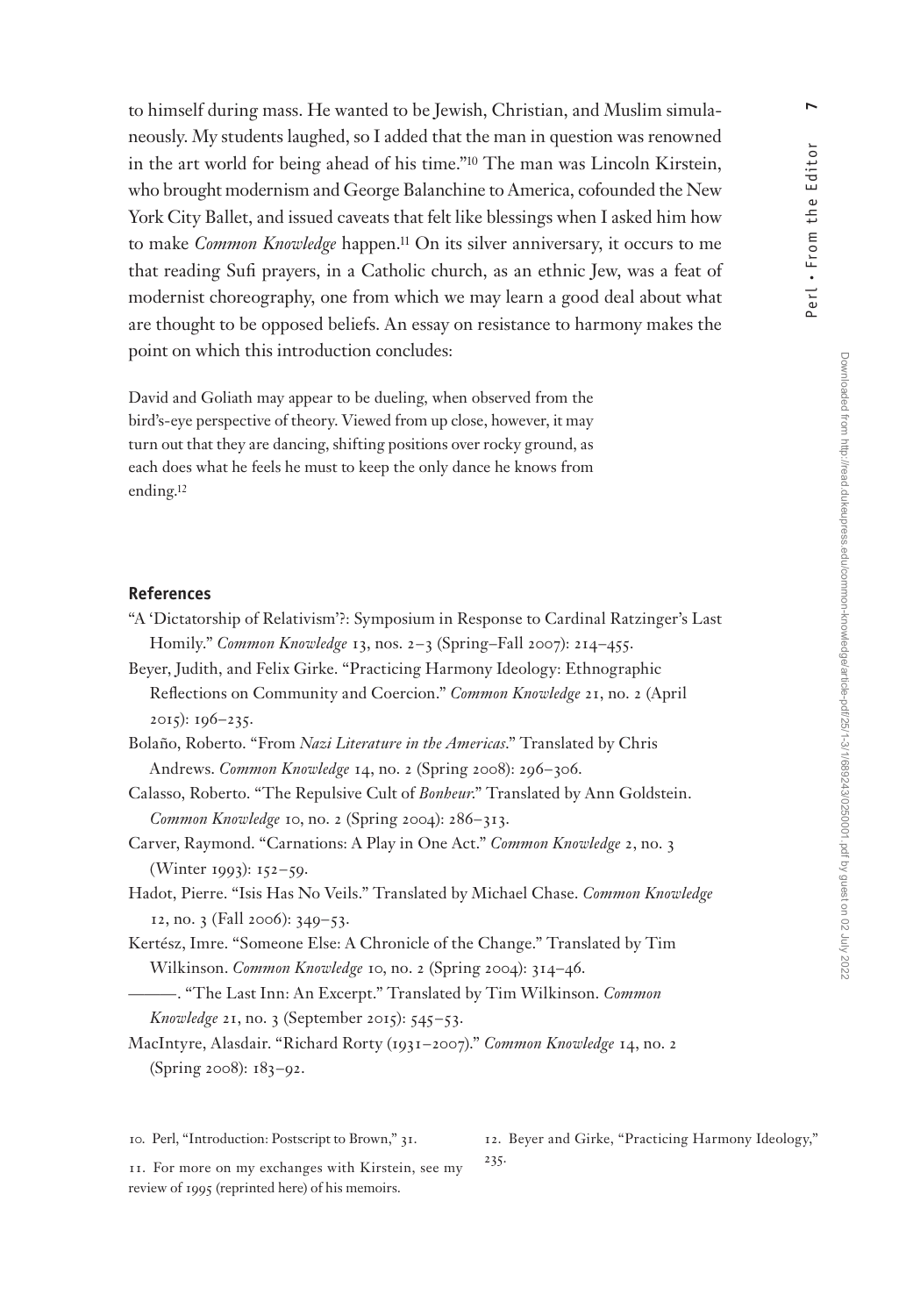to himself during mass. He wanted to be Jewish, Christian, and Muslim simulaneously. My students laughed, so I added that the man in question was renowned in the art world for being ahead of his time."[10] The man was Lincoln Kirstein, who brought modernism and George Balanchine to America, cofounded the New York City Ballet, and issued caveats that felt like blessings when I asked him how to make *Common Knowledge* happen.[11] On its silver anniversary, it occurs to me that reading Sufi prayers, in a Catholic church, as an ethnic Jew, was a feat of modernist choreography, one from which we may learn a good deal about what are thought to be opposed beliefs. An essay on resistance to harmony makes the point on which this introduction concludes:

> David and Goliath may appear to be dueling, when observed from the bird's-eye perspective of theory. Viewed from up close, however, it may turn out that they are dancing, shifting positions over rocky ground, as each does what he feels he must to keep the only dance he knows from ending.[12]

## References

"A 'Dictatorship of Relativism'?: Symposium in Response to Cardinal Ratzinger's Last Homily." *Common Knowledge* 13, nos. 2–3 (Spring–Fall 2007): 214–455.

Beyer, Judith, and Felix Girke. "Practicing Harmony Ideology: Ethnographic Reflections on Community and Coercion." *Common Knowledge* 21, no. 2 (April 2015): 196–235.

Bolaño, Roberto. "From *Nazi Literature in the Americas*." Translated by Chris Andrews. *Common Knowledge* 14, no. 2 (Spring 2008): 296–306.

Calasso, Roberto. "The Repulsive Cult of *Bonheur*." Translated by Ann Goldstein. *Common Knowledge* 10, no. 2 (Spring 2004): 286–313.

Carver, Raymond. "Carnations: A Play in One Act." *Common Knowledge* 2, no. 3 (Winter 1993): 152–59.

Hadot, Pierre. "Isis Has No Veils." Translated by Michael Chase. *Common Knowledge* 12, no. 3 (Fall 2006): 349–53.

Kertész, Imre. "Someone Else: A Chronicle of the Change." Translated by Tim Wilkinson. *Common Knowledge* 10, no. 2 (Spring 2004): 314–46.

———. "The Last Inn: An Excerpt." Translated by Tim Wilkinson. *Common Knowledge* 21, no. 3 (September 2015): 545–53.

MacIntyre, Alasdair. "Richard Rorty (1931–2007)." *Common Knowledge* 14, no. 2 (Spring 2008): 183–92.

---

10. Perl, "Introduction: Postscript to Brown," 31.

11. For more on my exchanges with Kirstein, see my review of 1995 (reprinted here) of his memoirs.

12. Beyer and Girke, "Practicing Harmony Ideology," 235.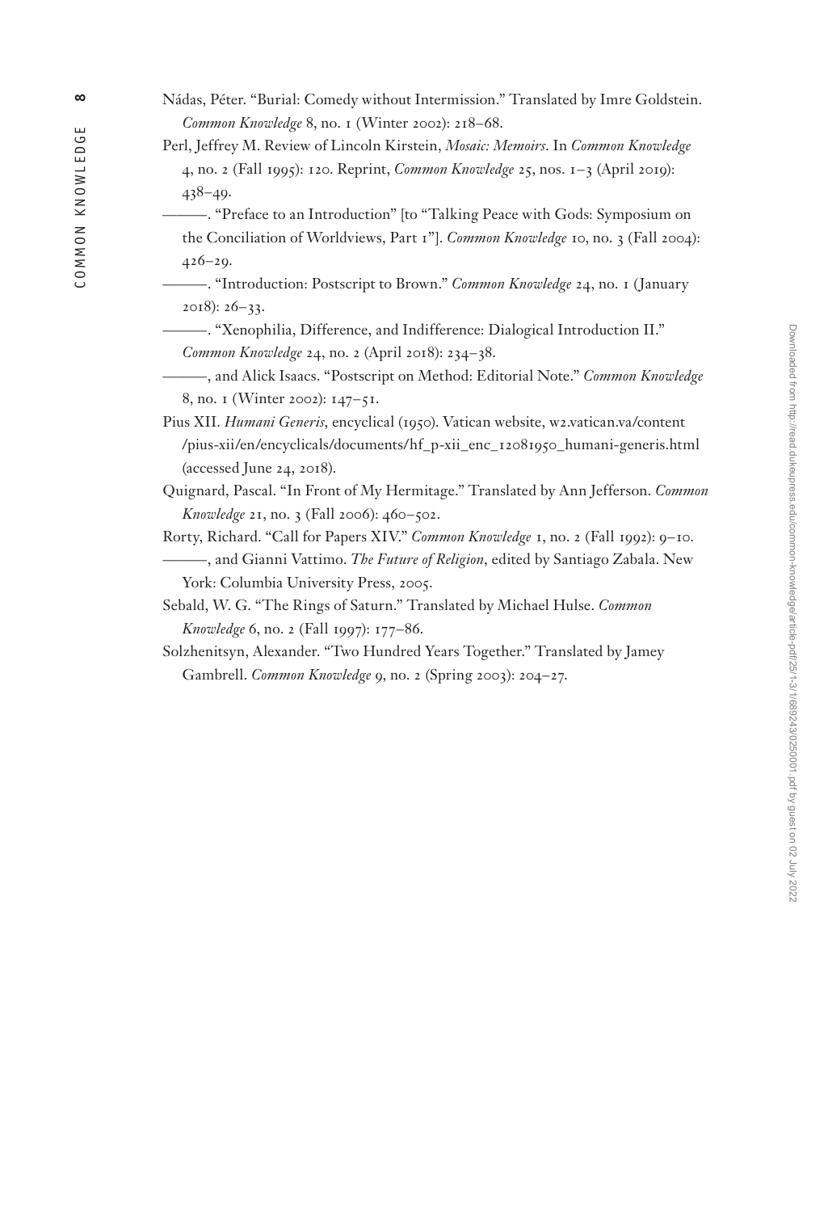Nádas, Péter. "Burial: Comedy without Intermission." Translated by Imre Goldstein. *Common Knowledge* 8, no. 1 (Winter 2002): 218–68.

Perl, Jeffrey M. Review of Lincoln Kirstein, *Mosaic: Memoirs*. In *Common Knowledge* 4, no. 2 (Fall 1995): 120. Reprint, *Common Knowledge* 25, nos. 1–3 (April 2019): 438–49.

———. "Preface to an Introduction" [to "Talking Peace with Gods: Symposium on the Conciliation of Worldviews, Part 1"]. *Common Knowledge* 10, no. 3 (Fall 2004): 426–29.

———. "Introduction: Postscript to Brown." *Common Knowledge* 24, no. 1 (January 2018): 26–33.

———. "Xenophilia, Difference, and Indifference: Dialogical Introduction II." *Common Knowledge* 24, no. 2 (April 2018): 234–38.

———, and Alick Isaacs. "Postscript on Method: Editorial Note." *Common Knowledge* 8, no. 1 (Winter 2002): 147–51.

Pius XII. *Humani Generis*, encyclical (1950). Vatican website, w2.vatican.va/content/pius-xii/en/encyclicals/documents/hf_p-xii_enc_12081950_humani-generis.html (accessed June 24, 2018).

Quignard, Pascal. "In Front of My Hermitage." Translated by Ann Jefferson. *Common Knowledge* 21, no. 3 (Fall 2006): 460–502.

Rorty, Richard. "Call for Papers XIV." *Common Knowledge* 1, no. 2 (Fall 1992): 9–10.

———, and Gianni Vattimo. *The Future of Religion*, edited by Santiago Zabala. New York: Columbia University Press, 2005.

Sebald, W. G. "The Rings of Saturn." Translated by Michael Hulse. *Common Knowledge* 6, no. 2 (Fall 1997): 177–86.

Solzhenitsyn, Alexander. "Two Hundred Years Together." Translated by Jamey Gambrell. *Common Knowledge* 9, no. 2 (Spring 2003): 204–27.